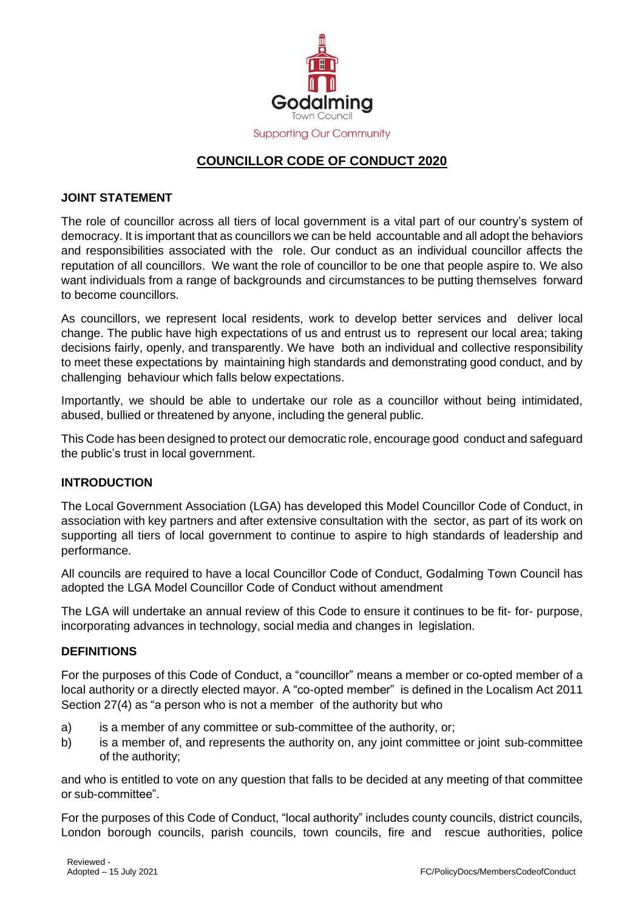Godalming
Town Council
Supporting Our Community

# COUNCILLOR CODE OF CONDUCT 2020

## JOINT STATEMENT

The role of councillor across all tiers of local government is a vital part of our country's system of democracy. It is important that as councillors we can be held accountable and all adopt the behaviors and responsibilities associated with the role. Our conduct as an individual councillor affects the reputation of all councillors. We want the role of councillor to be one that people aspire to. We also want individuals from a range of backgrounds and circumstances to be putting themselves forward to become councillors.

As councillors, we represent local residents, work to develop better services and deliver local change. The public have high expectations of us and entrust us to represent our local area; taking decisions fairly, openly, and transparently. We have both an individual and collective responsibility to meet these expectations by maintaining high standards and demonstrating good conduct, and by challenging behaviour which falls below expectations.

Importantly, we should be able to undertake our role as a councillor without being intimidated, abused, bullied or threatened by anyone, including the general public.

This Code has been designed to protect our democratic role, encourage good conduct and safeguard the public's trust in local government.

## INTRODUCTION

The Local Government Association (LGA) has developed this Model Councillor Code of Conduct, in association with key partners and after extensive consultation with the sector, as part of its work on supporting all tiers of local government to continue to aspire to high standards of leadership and performance.

All councils are required to have a local Councillor Code of Conduct, Godalming Town Council has adopted the LGA Model Councillor Code of Conduct without amendment

The LGA will undertake an annual review of this Code to ensure it continues to be fit- for- purpose, incorporating advances in technology, social media and changes in legislation.

## DEFINITIONS

For the purposes of this Code of Conduct, a "councillor" means a member or co-opted member of a local authority or a directly elected mayor. A "co-opted member" is defined in the Localism Act 2011 Section 27(4) as "a person who is not a member of the authority but who

a) is a member of any committee or sub-committee of the authority, or;
b) is a member of, and represents the authority on, any joint committee or joint sub-committee of the authority;

and who is entitled to vote on any question that falls to be decided at any meeting of that committee or sub-committee".

For the purposes of this Code of Conduct, "local authority" includes county councils, district councils, London borough councils, parish councils, town councils, fire and rescue authorities, police

Reviewed -
Adopted – 15 July 2021

FC/PolicyDocs/MembersCodeofConduct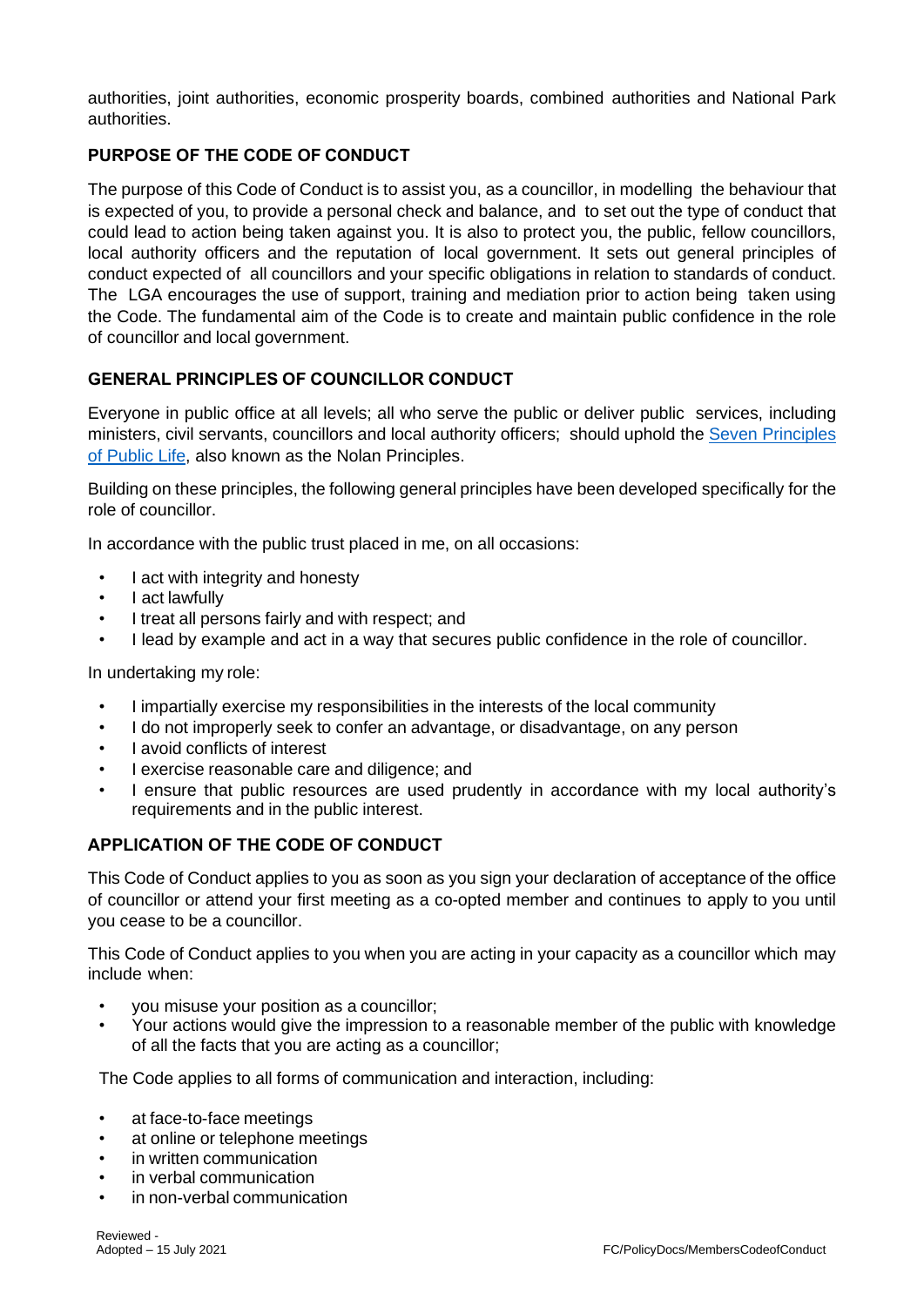authorities, joint authorities, economic prosperity boards, combined authorities and National Park authorities.

## PURPOSE OF THE CODE OF CONDUCT

The purpose of this Code of Conduct is to assist you, as a councillor, in modelling the behaviour that is expected of you, to provide a personal check and balance, and to set out the type of conduct that could lead to action being taken against you. It is also to protect you, the public, fellow councillors, local authority officers and the reputation of local government. It sets out general principles of conduct expected of all councillors and your specific obligations in relation to standards of conduct. The LGA encourages the use of support, training and mediation prior to action being taken using the Code. The fundamental aim of the Code is to create and maintain public confidence in the role of councillor and local government.

## GENERAL PRINCIPLES OF COUNCILLOR CONDUCT

Everyone in public office at all levels; all who serve the public or deliver public services, including ministers, civil servants, councillors and local authority officers; should uphold the Seven Principles of Public Life, also known as the Nolan Principles.

Building on these principles, the following general principles have been developed specifically for the role of councillor.

In accordance with the public trust placed in me, on all occasions:

- I act with integrity and honesty
- I act lawfully
- I treat all persons fairly and with respect; and
- I lead by example and act in a way that secures public confidence in the role of councillor.

In undertaking my role:

- I impartially exercise my responsibilities in the interests of the local community
- I do not improperly seek to confer an advantage, or disadvantage, on any person
- I avoid conflicts of interest
- I exercise reasonable care and diligence; and
- I ensure that public resources are used prudently in accordance with my local authority's requirements and in the public interest.

## APPLICATION OF THE CODE OF CONDUCT

This Code of Conduct applies to you as soon as you sign your declaration of acceptance of the office of councillor or attend your first meeting as a co-opted member and continues to apply to you until you cease to be a councillor.

This Code of Conduct applies to you when you are acting in your capacity as a councillor which may include when:

- you misuse your position as a councillor;
- Your actions would give the impression to a reasonable member of the public with knowledge of all the facts that you are acting as a councillor;

The Code applies to all forms of communication and interaction, including:

- at face-to-face meetings
- at online or telephone meetings
- in written communication
- in verbal communication
- in non-verbal communication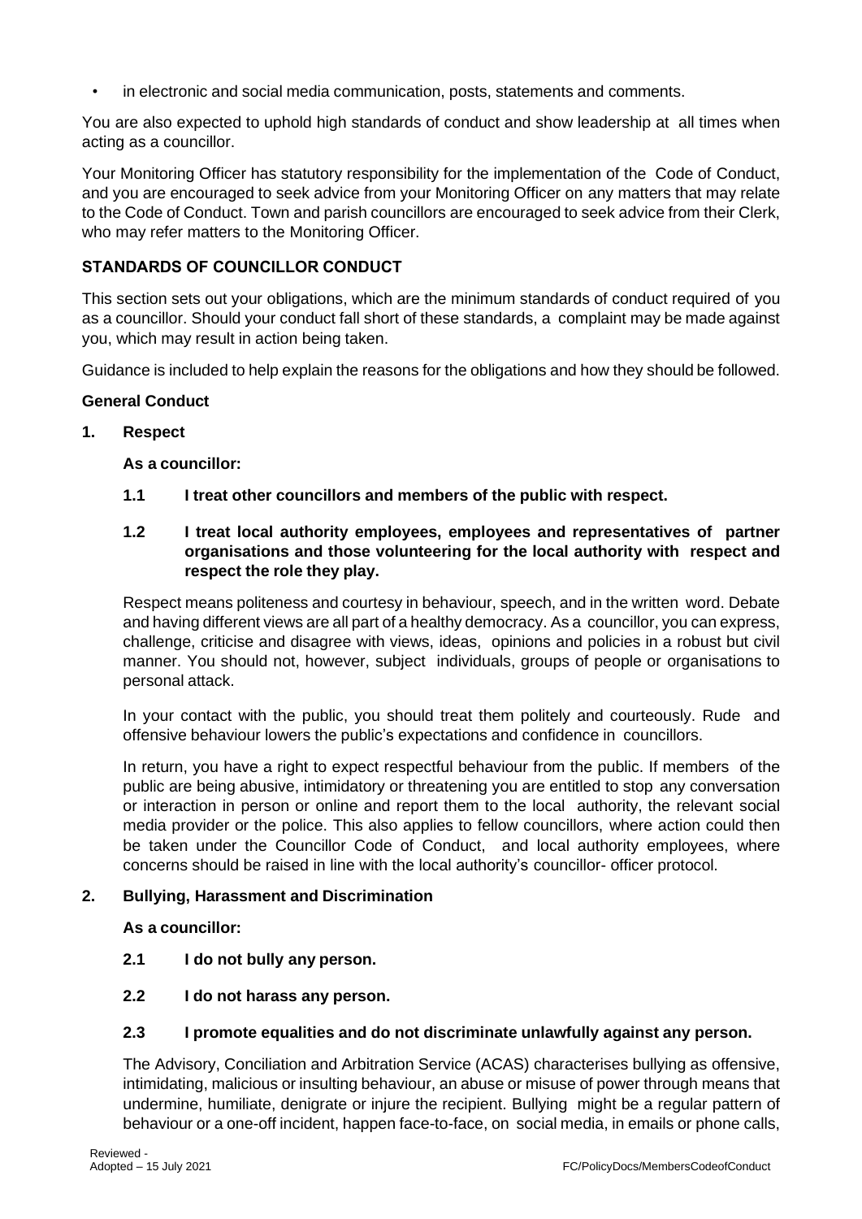- in electronic and social media communication, posts, statements and comments.

You are also expected to uphold high standards of conduct and show leadership at all times when acting as a councillor.

Your Monitoring Officer has statutory responsibility for the implementation of the Code of Conduct, and you are encouraged to seek advice from your Monitoring Officer on any matters that may relate to the Code of Conduct. Town and parish councillors are encouraged to seek advice from their Clerk, who may refer matters to the Monitoring Officer.

## STANDARDS OF COUNCILLOR CONDUCT

This section sets out your obligations, which are the minimum standards of conduct required of you as a councillor. Should your conduct fall short of these standards, a complaint may be made against you, which may result in action being taken.

Guidance is included to help explain the reasons for the obligations and how they should be followed.

### General Conduct

#### 1. Respect

**As a councillor:**

**1.1 I treat other councillors and members of the public with respect.**

**1.2 I treat local authority employees, employees and representatives of partner organisations and those volunteering for the local authority with respect and respect the role they play.**

Respect means politeness and courtesy in behaviour, speech, and in the written word. Debate and having different views are all part of a healthy democracy. As a councillor, you can express, challenge, criticise and disagree with views, ideas, opinions and policies in a robust but civil manner. You should not, however, subject individuals, groups of people or organisations to personal attack.

In your contact with the public, you should treat them politely and courteously. Rude and offensive behaviour lowers the public's expectations and confidence in councillors.

In return, you have a right to expect respectful behaviour from the public. If members of the public are being abusive, intimidatory or threatening you are entitled to stop any conversation or interaction in person or online and report them to the local authority, the relevant social media provider or the police. This also applies to fellow councillors, where action could then be taken under the Councillor Code of Conduct, and local authority employees, where concerns should be raised in line with the local authority's councillor- officer protocol.

#### 2. Bullying, Harassment and Discrimination

**As a councillor:**

**2.1 I do not bully any person.**

**2.2 I do not harass any person.**

**2.3 I promote equalities and do not discriminate unlawfully against any person.**

The Advisory, Conciliation and Arbitration Service (ACAS) characterises bullying as offensive, intimidating, malicious or insulting behaviour, an abuse or misuse of power through means that undermine, humiliate, denigrate or injure the recipient. Bullying might be a regular pattern of behaviour or a one-off incident, happen face-to-face, on social media, in emails or phone calls,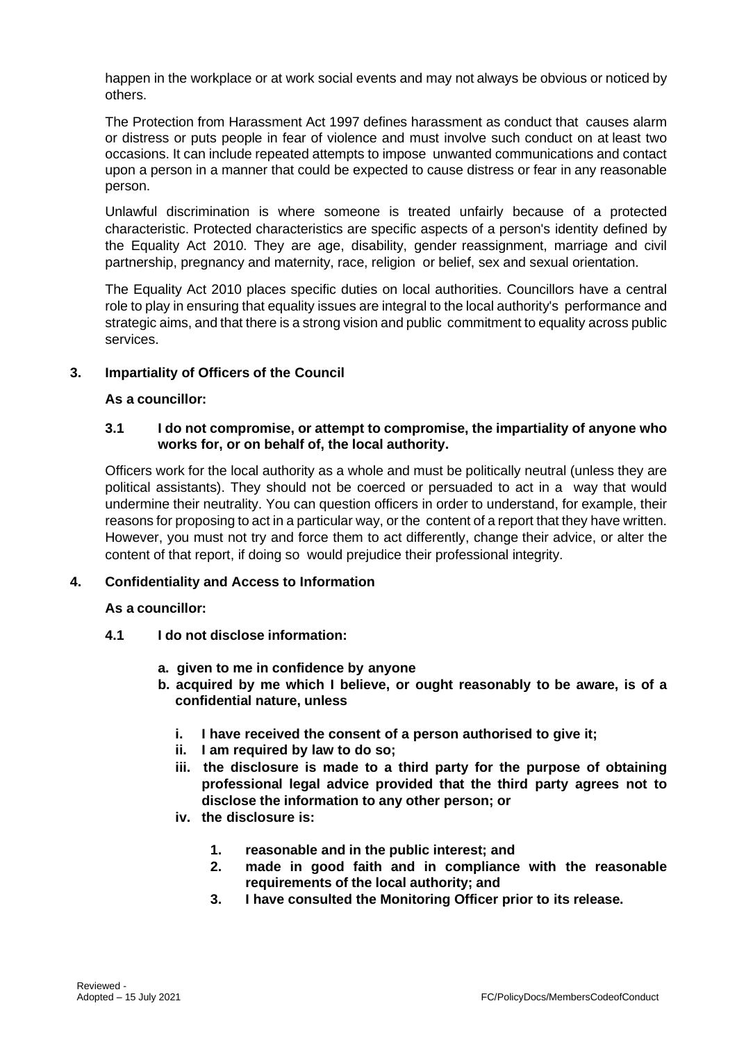happen in the workplace or at work social events and may not always be obvious or noticed by others.

The Protection from Harassment Act 1997 defines harassment as conduct that causes alarm or distress or puts people in fear of violence and must involve such conduct on at least two occasions. It can include repeated attempts to impose unwanted communications and contact upon a person in a manner that could be expected to cause distress or fear in any reasonable person.

Unlawful discrimination is where someone is treated unfairly because of a protected characteristic. Protected characteristics are specific aspects of a person's identity defined by the Equality Act 2010. They are age, disability, gender reassignment, marriage and civil partnership, pregnancy and maternity, race, religion or belief, sex and sexual orientation.

The Equality Act 2010 places specific duties on local authorities. Councillors have a central role to play in ensuring that equality issues are integral to the local authority's performance and strategic aims, and that there is a strong vision and public commitment to equality across public services.

## 3. Impartiality of Officers of the Council

**As a councillor:**

**3.1 I do not compromise, or attempt to compromise, the impartiality of anyone who works for, or on behalf of, the local authority.**

Officers work for the local authority as a whole and must be politically neutral (unless they are political assistants). They should not be coerced or persuaded to act in a way that would undermine their neutrality. You can question officers in order to understand, for example, their reasons for proposing to act in a particular way, or the content of a report that they have written. However, you must not try and force them to act differently, change their advice, or alter the content of that report, if doing so would prejudice their professional integrity.

## 4. Confidentiality and Access to Information

**As a councillor:**

**4.1 I do not disclose information:**

- **a. given to me in confidence by anyone**
- **b. acquired by me which I believe, or ought reasonably to be aware, is of a confidential nature, unless**
  - **i. I have received the consent of a person authorised to give it;**
  - **ii. I am required by law to do so;**
  - **iii. the disclosure is made to a third party for the purpose of obtaining professional legal advice provided that the third party agrees not to disclose the information to any other person; or**
  - **iv. the disclosure is:**
    - **1. reasonable and in the public interest; and**
    - **2. made in good faith and in compliance with the reasonable requirements of the local authority; and**
    - **3. I have consulted the Monitoring Officer prior to its release.**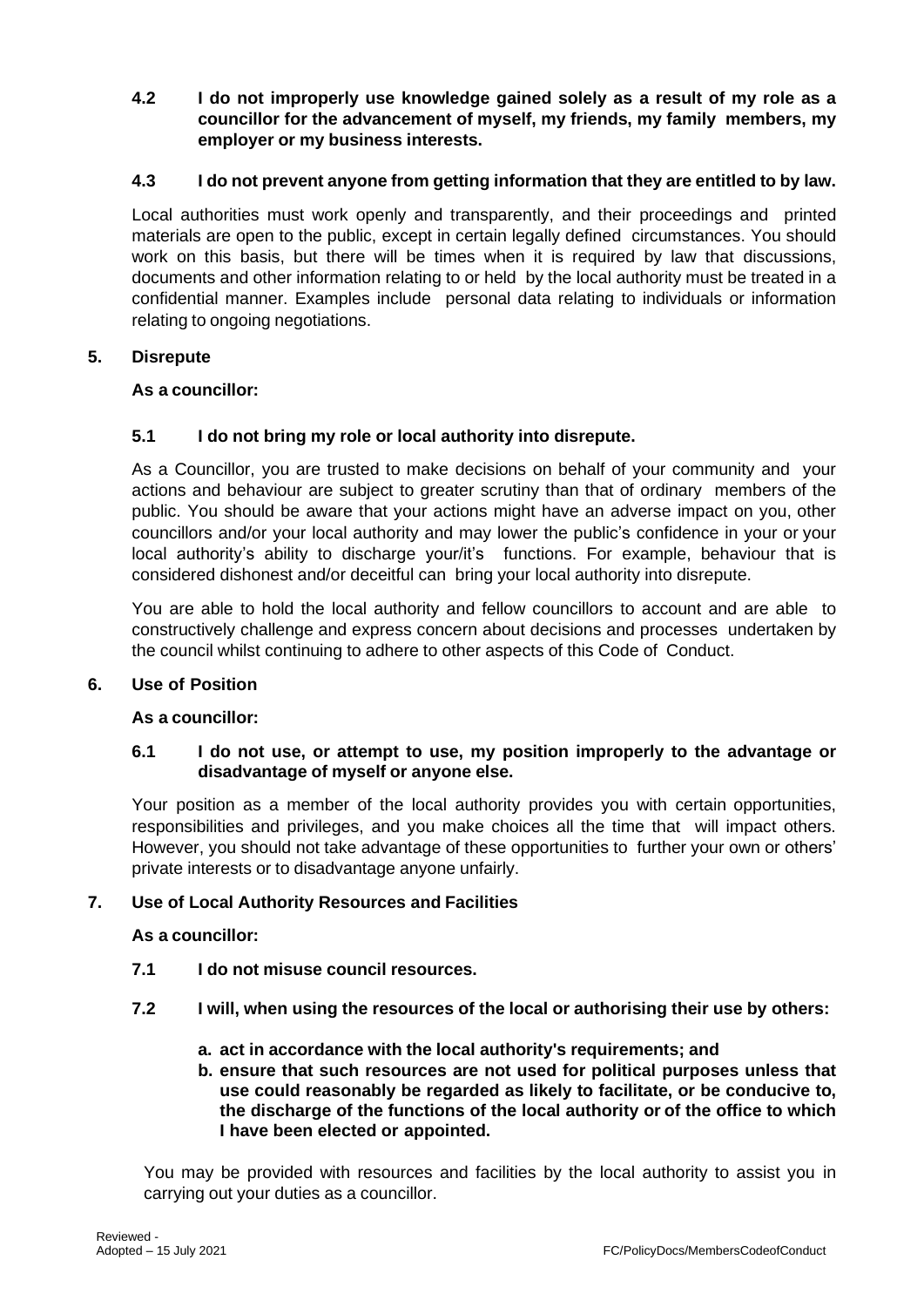**4.2 I do not improperly use knowledge gained solely as a result of my role as a councillor for the advancement of myself, my friends, my family members, my employer or my business interests.**

**4.3 I do not prevent anyone from getting information that they are entitled to by law.**

Local authorities must work openly and transparently, and their proceedings and printed materials are open to the public, except in certain legally defined circumstances. You should work on this basis, but there will be times when it is required by law that discussions, documents and other information relating to or held by the local authority must be treated in a confidential manner. Examples include personal data relating to individuals or information relating to ongoing negotiations.

## 5. Disrepute

**As a councillor:**

**5.1 I do not bring my role or local authority into disrepute.**

As a Councillor, you are trusted to make decisions on behalf of your community and your actions and behaviour are subject to greater scrutiny than that of ordinary members of the public. You should be aware that your actions might have an adverse impact on you, other councillors and/or your local authority and may lower the public's confidence in your or your local authority's ability to discharge your/it's functions. For example, behaviour that is considered dishonest and/or deceitful can bring your local authority into disrepute.

You are able to hold the local authority and fellow councillors to account and are able to constructively challenge and express concern about decisions and processes undertaken by the council whilst continuing to adhere to other aspects of this Code of Conduct.

## 6. Use of Position

**As a councillor:**

**6.1 I do not use, or attempt to use, my position improperly to the advantage or disadvantage of myself or anyone else.**

Your position as a member of the local authority provides you with certain opportunities, responsibilities and privileges, and you make choices all the time that will impact others. However, you should not take advantage of these opportunities to further your own or others' private interests or to disadvantage anyone unfairly.

## 7. Use of Local Authority Resources and Facilities

**As a councillor:**

**7.1 I do not misuse council resources.**

**7.2 I will, when using the resources of the local or authorising their use by others:**

**a. act in accordance with the local authority's requirements; and**

**b. ensure that such resources are not used for political purposes unless that use could reasonably be regarded as likely to facilitate, or be conducive to, the discharge of the functions of the local authority or of the office to which I have been elected or appointed.**

You may be provided with resources and facilities by the local authority to assist you in carrying out your duties as a councillor.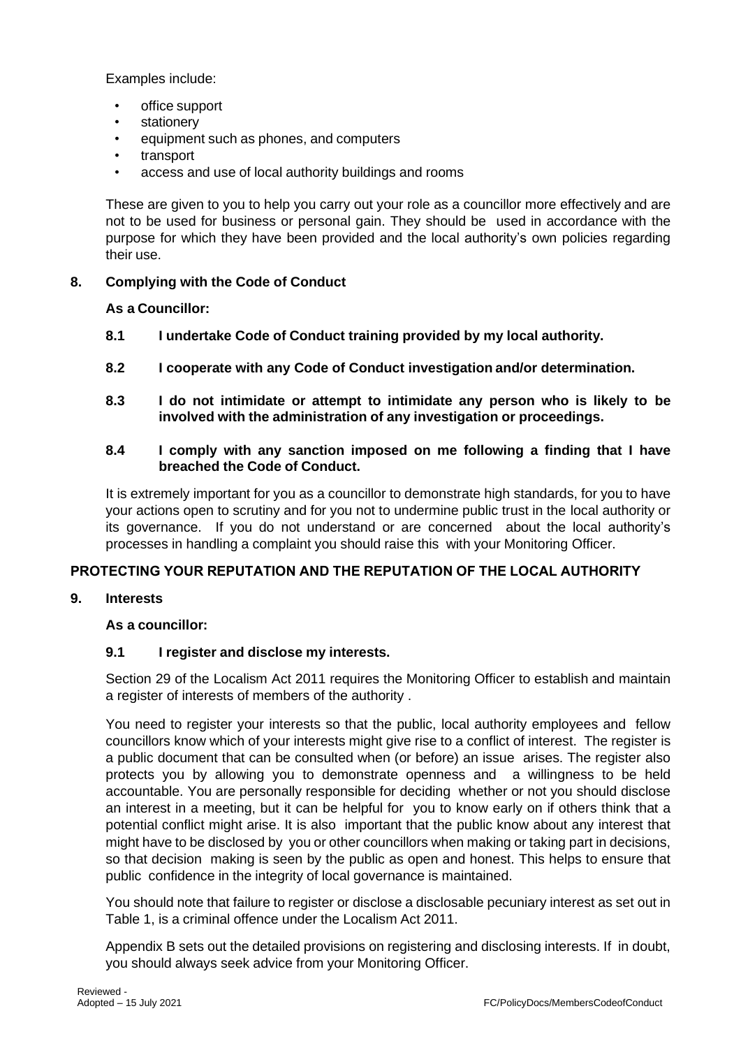Examples include:

- office support
- stationery
- equipment such as phones, and computers
- transport
- access and use of local authority buildings and rooms

These are given to you to help you carry out your role as a councillor more effectively and are not to be used for business or personal gain. They should be used in accordance with the purpose for which they have been provided and the local authority's own policies regarding their use.

## 8. Complying with the Code of Conduct

**As a Councillor:**

**8.1 I undertake Code of Conduct training provided by my local authority.**

**8.2 I cooperate with any Code of Conduct investigation and/or determination.**

**8.3 I do not intimidate or attempt to intimidate any person who is likely to be involved with the administration of any investigation or proceedings.**

**8.4 I comply with any sanction imposed on me following a finding that I have breached the Code of Conduct.**

It is extremely important for you as a councillor to demonstrate high standards, for you to have your actions open to scrutiny and for you not to undermine public trust in the local authority or its governance. If you do not understand or are concerned about the local authority's processes in handling a complaint you should raise this with your Monitoring Officer.

# PROTECTING YOUR REPUTATION AND THE REPUTATION OF THE LOCAL AUTHORITY

## 9. Interests

**As a councillor:**

**9.1 I register and disclose my interests.**

Section 29 of the Localism Act 2011 requires the Monitoring Officer to establish and maintain a register of interests of members of the authority .

You need to register your interests so that the public, local authority employees and fellow councillors know which of your interests might give rise to a conflict of interest. The register is a public document that can be consulted when (or before) an issue arises. The register also protects you by allowing you to demonstrate openness and a willingness to be held accountable. You are personally responsible for deciding whether or not you should disclose an interest in a meeting, but it can be helpful for you to know early on if others think that a potential conflict might arise. It is also important that the public know about any interest that might have to be disclosed by you or other councillors when making or taking part in decisions, so that decision making is seen by the public as open and honest. This helps to ensure that public confidence in the integrity of local governance is maintained.

You should note that failure to register or disclose a disclosable pecuniary interest as set out in Table 1, is a criminal offence under the Localism Act 2011.

Appendix B sets out the detailed provisions on registering and disclosing interests. If in doubt, you should always seek advice from your Monitoring Officer.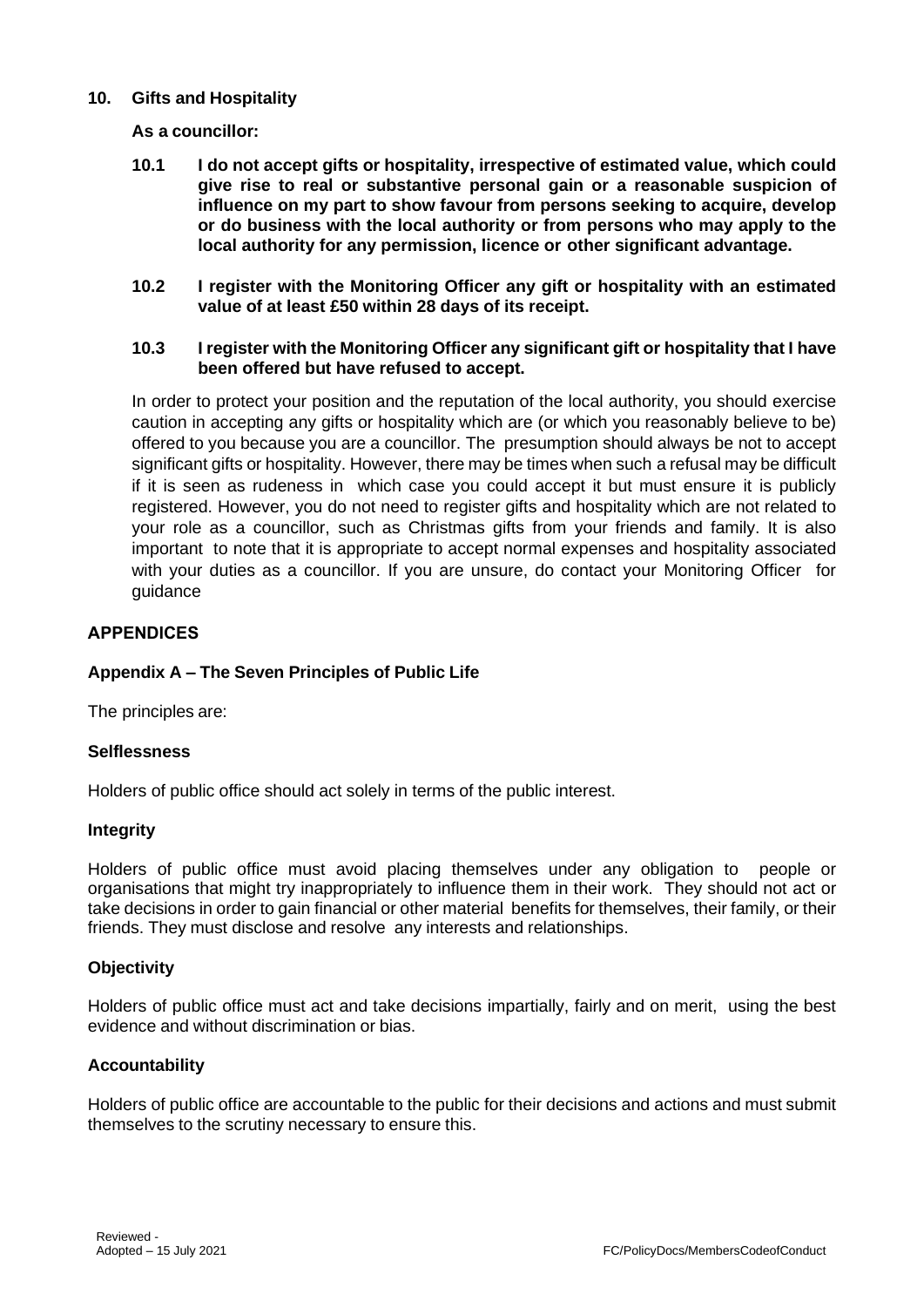## 10. Gifts and Hospitality

**As a councillor:**

**10.1 I do not accept gifts or hospitality, irrespective of estimated value, which could give rise to real or substantive personal gain or a reasonable suspicion of influence on my part to show favour from persons seeking to acquire, develop or do business with the local authority or from persons who may apply to the local authority for any permission, licence or other significant advantage.**

**10.2 I register with the Monitoring Officer any gift or hospitality with an estimated value of at least £50 within 28 days of its receipt.**

**10.3 I register with the Monitoring Officer any significant gift or hospitality that I have been offered but have refused to accept.**

In order to protect your position and the reputation of the local authority, you should exercise caution in accepting any gifts or hospitality which are (or which you reasonably believe to be) offered to you because you are a councillor. The presumption should always be not to accept significant gifts or hospitality. However, there may be times when such a refusal may be difficult if it is seen as rudeness in which case you could accept it but must ensure it is publicly registered. However, you do not need to register gifts and hospitality which are not related to your role as a councillor, such as Christmas gifts from your friends and family. It is also important to note that it is appropriate to accept normal expenses and hospitality associated with your duties as a councillor. If you are unsure, do contact your Monitoring Officer for guidance

## APPENDICES

### Appendix A – The Seven Principles of Public Life

The principles are:

**Selflessness**

Holders of public office should act solely in terms of the public interest.

**Integrity**

Holders of public office must avoid placing themselves under any obligation to people or organisations that might try inappropriately to influence them in their work. They should not act or take decisions in order to gain financial or other material benefits for themselves, their family, or their friends. They must disclose and resolve any interests and relationships.

**Objectivity**

Holders of public office must act and take decisions impartially, fairly and on merit, using the best evidence and without discrimination or bias.

**Accountability**

Holders of public office are accountable to the public for their decisions and actions and must submit themselves to the scrutiny necessary to ensure this.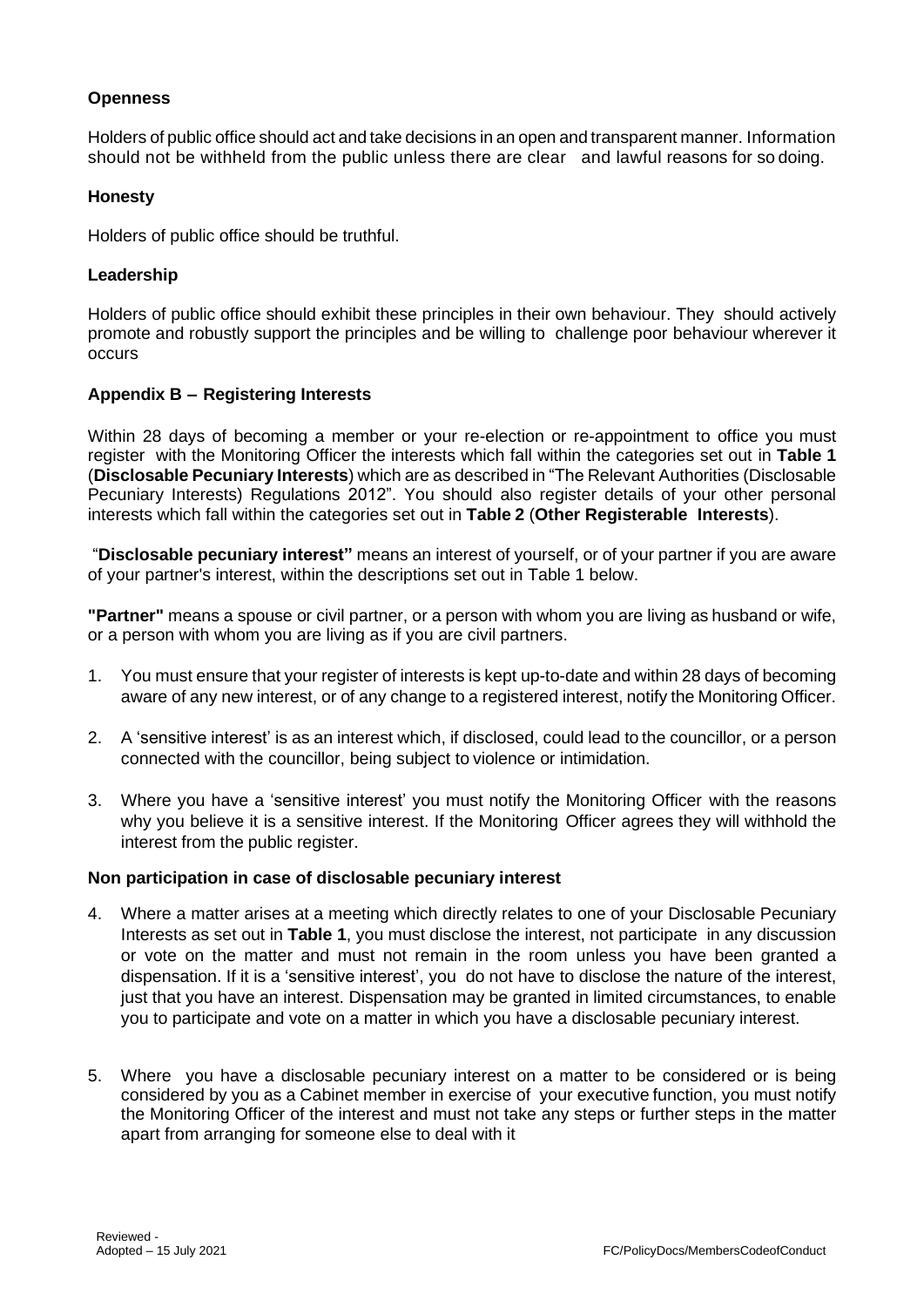**Openness**

Holders of public office should act and take decisions in an open and transparent manner. Information should not be withheld from the public unless there are clear and lawful reasons for so doing.

**Honesty**

Holders of public office should be truthful.

**Leadership**

Holders of public office should exhibit these principles in their own behaviour. They should actively promote and robustly support the principles and be willing to challenge poor behaviour wherever it occurs

**Appendix B – Registering Interests**

Within 28 days of becoming a member or your re-election or re-appointment to office you must register with the Monitoring Officer the interests which fall within the categories set out in **Table 1** (**Disclosable Pecuniary Interests**) which are as described in "The Relevant Authorities (Disclosable Pecuniary Interests) Regulations 2012". You should also register details of your other personal interests which fall within the categories set out in **Table 2** (**Other Registerable Interests**).

"**Disclosable pecuniary interest"** means an interest of yourself, or of your partner if you are aware of your partner's interest, within the descriptions set out in Table 1 below.

**"Partner"** means a spouse or civil partner, or a person with whom you are living as husband or wife, or a person with whom you are living as if you are civil partners.

1. You must ensure that your register of interests is kept up-to-date and within 28 days of becoming aware of any new interest, or of any change to a registered interest, notify the Monitoring Officer.
2. A 'sensitive interest' is as an interest which, if disclosed, could lead to the councillor, or a person connected with the councillor, being subject to violence or intimidation.
3. Where you have a 'sensitive interest' you must notify the Monitoring Officer with the reasons why you believe it is a sensitive interest. If the Monitoring Officer agrees they will withhold the interest from the public register.

**Non participation in case of disclosable pecuniary interest**

4. Where a matter arises at a meeting which directly relates to one of your Disclosable Pecuniary Interests as set out in **Table 1**, you must disclose the interest, not participate in any discussion or vote on the matter and must not remain in the room unless you have been granted a dispensation. If it is a 'sensitive interest', you do not have to disclose the nature of the interest, just that you have an interest. Dispensation may be granted in limited circumstances, to enable you to participate and vote on a matter in which you have a disclosable pecuniary interest.
5. Where you have a disclosable pecuniary interest on a matter to be considered or is being considered by you as a Cabinet member in exercise of your executive function, you must notify the Monitoring Officer of the interest and must not take any steps or further steps in the matter apart from arranging for someone else to deal with it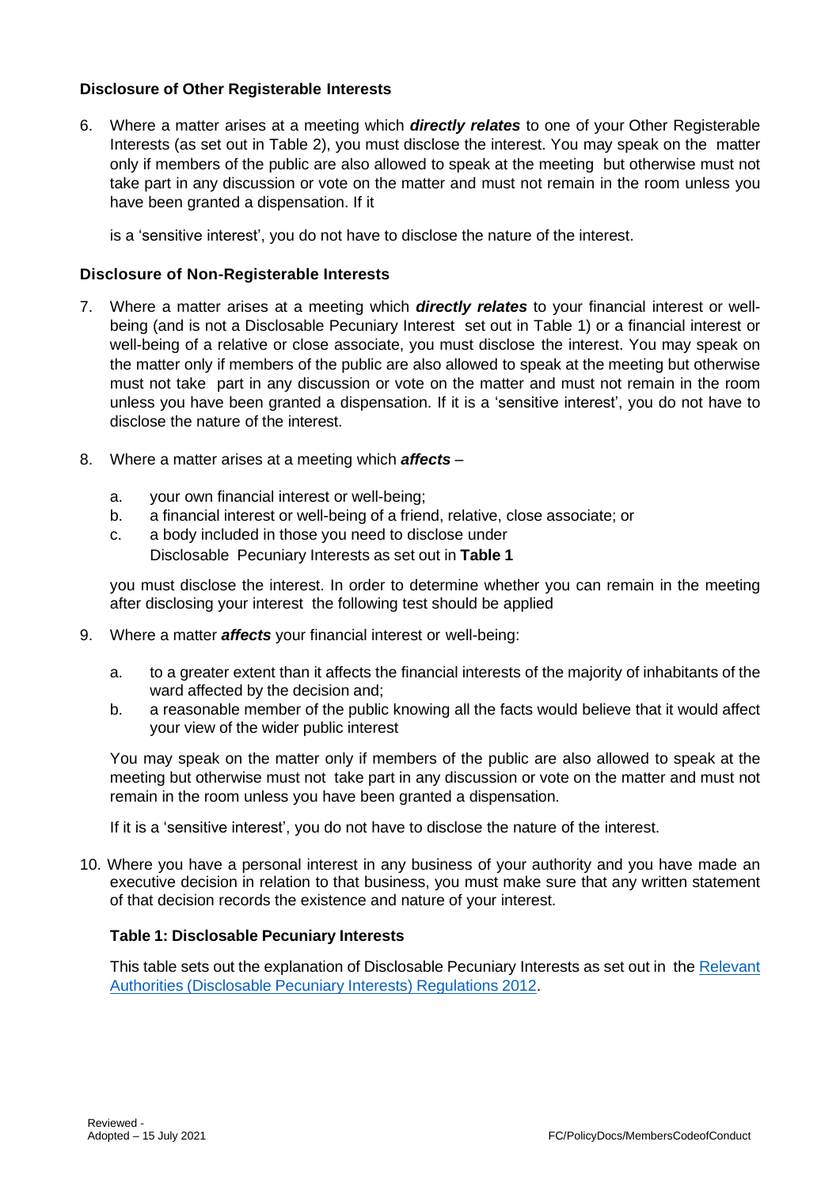### Disclosure of Other Registerable Interests

6. Where a matter arises at a meeting which ***directly relates*** to one of your Other Registerable Interests (as set out in Table 2), you must disclose the interest. You may speak on the matter only if members of the public are also allowed to speak at the meeting but otherwise must not take part in any discussion or vote on the matter and must not remain in the room unless you have been granted a dispensation. If it

   is a 'sensitive interest', you do not have to disclose the nature of the interest.

### Disclosure of Non-Registerable Interests

7. Where a matter arises at a meeting which ***directly relates*** to your financial interest or well-being (and is not a Disclosable Pecuniary Interest set out in Table 1) or a financial interest or well-being of a relative or close associate, you must disclose the interest. You may speak on the matter only if members of the public are also allowed to speak at the meeting but otherwise must not take part in any discussion or vote on the matter and must not remain in the room unless you have been granted a dispensation. If it is a 'sensitive interest', you do not have to disclose the nature of the interest.

8. Where a matter arises at a meeting which ***affects*** –

   a. your own financial interest or well-being;
   b. a financial interest or well-being of a friend, relative, close associate; or
   c. a body included in those you need to disclose under Disclosable Pecuniary Interests as set out in **Table 1**

   you must disclose the interest. In order to determine whether you can remain in the meeting after disclosing your interest the following test should be applied

9. Where a matter ***affects*** your financial interest or well-being:

   a. to a greater extent than it affects the financial interests of the majority of inhabitants of the ward affected by the decision and;
   b. a reasonable member of the public knowing all the facts would believe that it would affect your view of the wider public interest

   You may speak on the matter only if members of the public are also allowed to speak at the meeting but otherwise must not take part in any discussion or vote on the matter and must not remain in the room unless you have been granted a dispensation.

   If it is a 'sensitive interest', you do not have to disclose the nature of the interest.

10. Where you have a personal interest in any business of your authority and you have made an executive decision in relation to that business, you must make sure that any written statement of that decision records the existence and nature of your interest.

#### Table 1: Disclosable Pecuniary Interests

This table sets out the explanation of Disclosable Pecuniary Interests as set out in the Relevant Authorities (Disclosable Pecuniary Interests) Regulations 2012.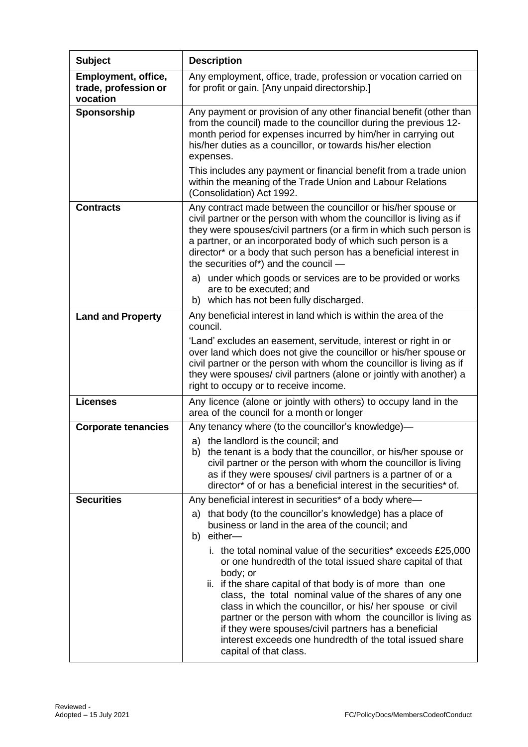| Subject | Description |
| --- | --- |
| **Employment, office, trade, profession or vocation** | Any employment, office, trade, profession or vocation carried on for profit or gain. [Any unpaid directorship.] |
| **Sponsorship** | Any payment or provision of any other financial benefit (other than from the council) made to the councillor during the previous 12-month period for expenses incurred by him/her in carrying out his/her duties as a councillor, or towards his/her election expenses.<br><br>This includes any payment or financial benefit from a trade union within the meaning of the Trade Union and Labour Relations (Consolidation) Act 1992. |
| **Contracts** | Any contract made between the councillor or his/her spouse or civil partner or the person with whom the councillor is living as if they were spouses/civil partners (or a firm in which such person is a partner, or an incorporated body of which such person is a director* or a body that such person has a beneficial interest in the securities of*) and the council —<br><br>a) under which goods or services are to be provided or works are to be executed; and<br>b) which has not been fully discharged. |
| **Land and Property** | Any beneficial interest in land which is within the area of the council.<br><br>'Land' excludes an easement, servitude, interest or right in or over land which does not give the councillor or his/her spouse or civil partner or the person with whom the councillor is living as if they were spouses/ civil partners (alone or jointly with another) a right to occupy or to receive income. |
| **Licenses** | Any licence (alone or jointly with others) to occupy land in the area of the council for a month or longer |
| **Corporate tenancies** | Any tenancy where (to the councillor's knowledge)—<br><br>a) the landlord is the council; and<br>b) the tenant is a body that the councillor, or his/her spouse or civil partner or the person with whom the councillor is living as if they were spouses/ civil partners is a partner of or a director* of or has a beneficial interest in the securities* of. |
| **Securities** | Any beneficial interest in securities* of a body where—<br><br>a) that body (to the councillor's knowledge) has a place of business or land in the area of the council; and<br>b) either—<br><br>i. the total nominal value of the securities* exceeds £25,000 or one hundredth of the total issued share capital of that body; or<br>ii. if the share capital of that body is of more than one class, the total nominal value of the shares of any one class in which the councillor, or his/ her spouse or civil partner or the person with whom the councillor is living as if they were spouses/civil partners has a beneficial interest exceeds one hundredth of the total issued share capital of that class. |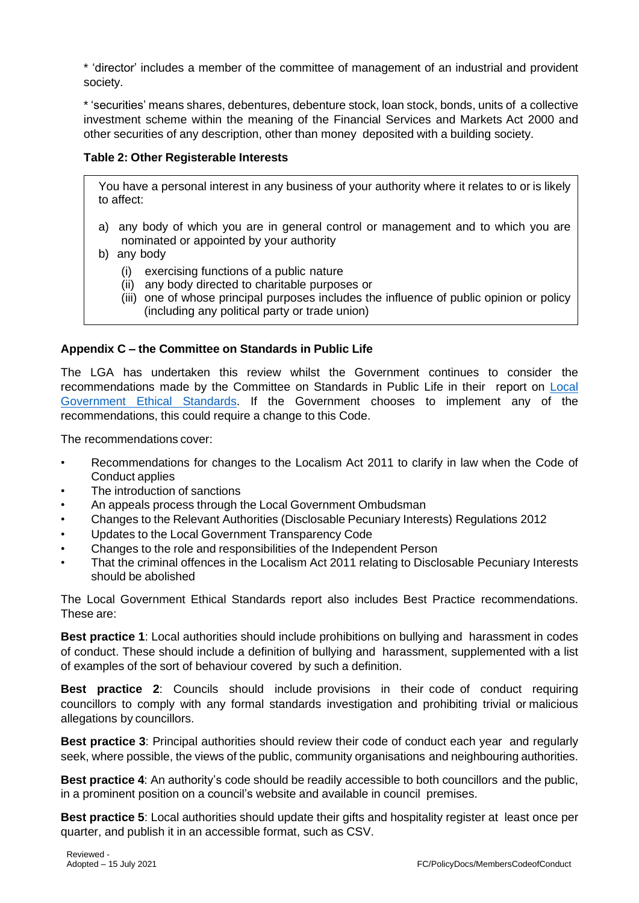* 'director' includes a member of the committee of management of an industrial and provident society.

* 'securities' means shares, debentures, debenture stock, loan stock, bonds, units of a collective investment scheme within the meaning of the Financial Services and Markets Act 2000 and other securities of any description, other than money deposited with a building society.

**Table 2: Other Registerable Interests**

| You have a personal interest in any business of your authority where it relates to or is likely to affect:<br><br>a) any body of which you are in general control or management and to which you are nominated or appointed by your authority<br>b) any body<br>(i) exercising functions of a public nature<br>(ii) any body directed to charitable purposes or<br>(iii) one of whose principal purposes includes the influence of public opinion or policy (including any political party or trade union) |
|---|

**Appendix C – the Committee on Standards in Public Life**

The LGA has undertaken this review whilst the Government continues to consider the recommendations made by the Committee on Standards in Public Life in their report on Local Government Ethical Standards. If the Government chooses to implement any of the recommendations, this could require a change to this Code.

The recommendations cover:

- Recommendations for changes to the Localism Act 2011 to clarify in law when the Code of Conduct applies
- The introduction of sanctions
- An appeals process through the Local Government Ombudsman
- Changes to the Relevant Authorities (Disclosable Pecuniary Interests) Regulations 2012
- Updates to the Local Government Transparency Code
- Changes to the role and responsibilities of the Independent Person
- That the criminal offences in the Localism Act 2011 relating to Disclosable Pecuniary Interests should be abolished

The Local Government Ethical Standards report also includes Best Practice recommendations. These are:

**Best practice 1**: Local authorities should include prohibitions on bullying and harassment in codes of conduct. These should include a definition of bullying and harassment, supplemented with a list of examples of the sort of behaviour covered by such a definition.

**Best practice 2**: Councils should include provisions in their code of conduct requiring councillors to comply with any formal standards investigation and prohibiting trivial or malicious allegations by councillors.

**Best practice 3**: Principal authorities should review their code of conduct each year and regularly seek, where possible, the views of the public, community organisations and neighbouring authorities.

**Best practice 4**: An authority's code should be readily accessible to both councillors and the public, in a prominent position on a council's website and available in council premises.

**Best practice 5**: Local authorities should update their gifts and hospitality register at least once per quarter, and publish it in an accessible format, such as CSV.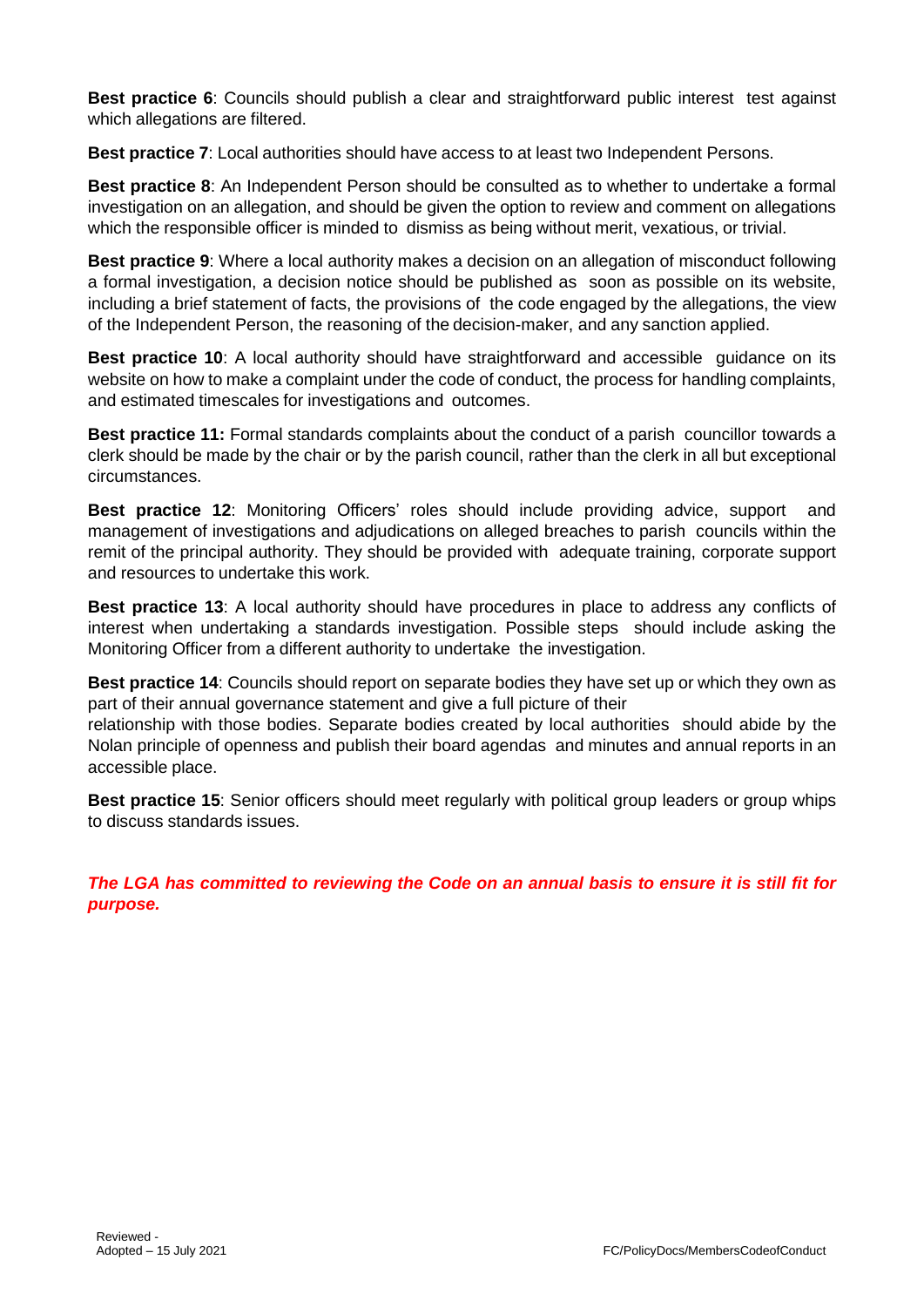**Best practice 6**: Councils should publish a clear and straightforward public interest test against which allegations are filtered.

**Best practice 7**: Local authorities should have access to at least two Independent Persons.

**Best practice 8**: An Independent Person should be consulted as to whether to undertake a formal investigation on an allegation, and should be given the option to review and comment on allegations which the responsible officer is minded to dismiss as being without merit, vexatious, or trivial.

**Best practice 9**: Where a local authority makes a decision on an allegation of misconduct following a formal investigation, a decision notice should be published as soon as possible on its website, including a brief statement of facts, the provisions of the code engaged by the allegations, the view of the Independent Person, the reasoning of the decision-maker, and any sanction applied.

**Best practice 10**: A local authority should have straightforward and accessible guidance on its website on how to make a complaint under the code of conduct, the process for handling complaints, and estimated timescales for investigations and outcomes.

**Best practice 11:** Formal standards complaints about the conduct of a parish councillor towards a clerk should be made by the chair or by the parish council, rather than the clerk in all but exceptional circumstances.

**Best practice 12**: Monitoring Officers' roles should include providing advice, support and management of investigations and adjudications on alleged breaches to parish councils within the remit of the principal authority. They should be provided with adequate training, corporate support and resources to undertake this work.

**Best practice 13**: A local authority should have procedures in place to address any conflicts of interest when undertaking a standards investigation. Possible steps should include asking the Monitoring Officer from a different authority to undertake the investigation.

**Best practice 14**: Councils should report on separate bodies they have set up or which they own as part of their annual governance statement and give a full picture of their relationship with those bodies. Separate bodies created by local authorities should abide by the Nolan principle of openness and publish their board agendas and minutes and annual reports in an accessible place.

**Best practice 15**: Senior officers should meet regularly with political group leaders or group whips to discuss standards issues.

***The LGA has committed to reviewing the Code on an annual basis to ensure it is still fit for purpose.***

Reviewed -
Adopted – 15 July 2021

FC/PolicyDocs/MembersCodeofConduct